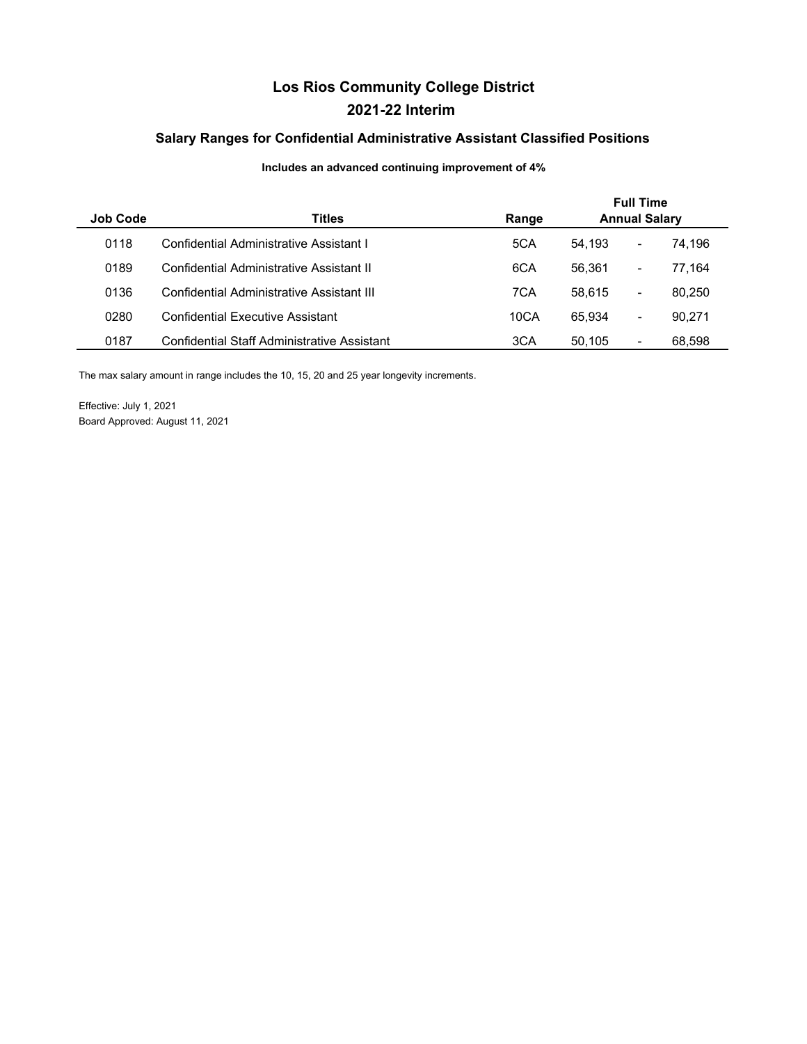# Los Rios Community College District

## 2021-22 Interim

### Salary Ranges for Confidential Administrative Assistant Classified Positions

**Includes an advanced continuing improvement of 4%**

| Job Code | Titles | Range | Full Time Annual Salary | | |
|---|---|---|---|---|---|
| 0118 | Confidential Administrative Assistant I | 5CA | 54,193 | - | 74,196 |
| 0189 | Confidential Administrative Assistant II | 6CA | 56,361 | - | 77,164 |
| 0136 | Confidential Administrative Assistant III | 7CA | 58,615 | - | 80,250 |
| 0280 | Confidential Executive Assistant | 10CA | 65,934 | - | 90,271 |
| 0187 | Confidential Staff Administrative Assistant | 3CA | 50,105 | - | 68,598 |

The max salary amount in range includes the 10, 15, 20 and 25 year longevity increments.

Effective: July 1, 2021
Board Approved: August 11, 2021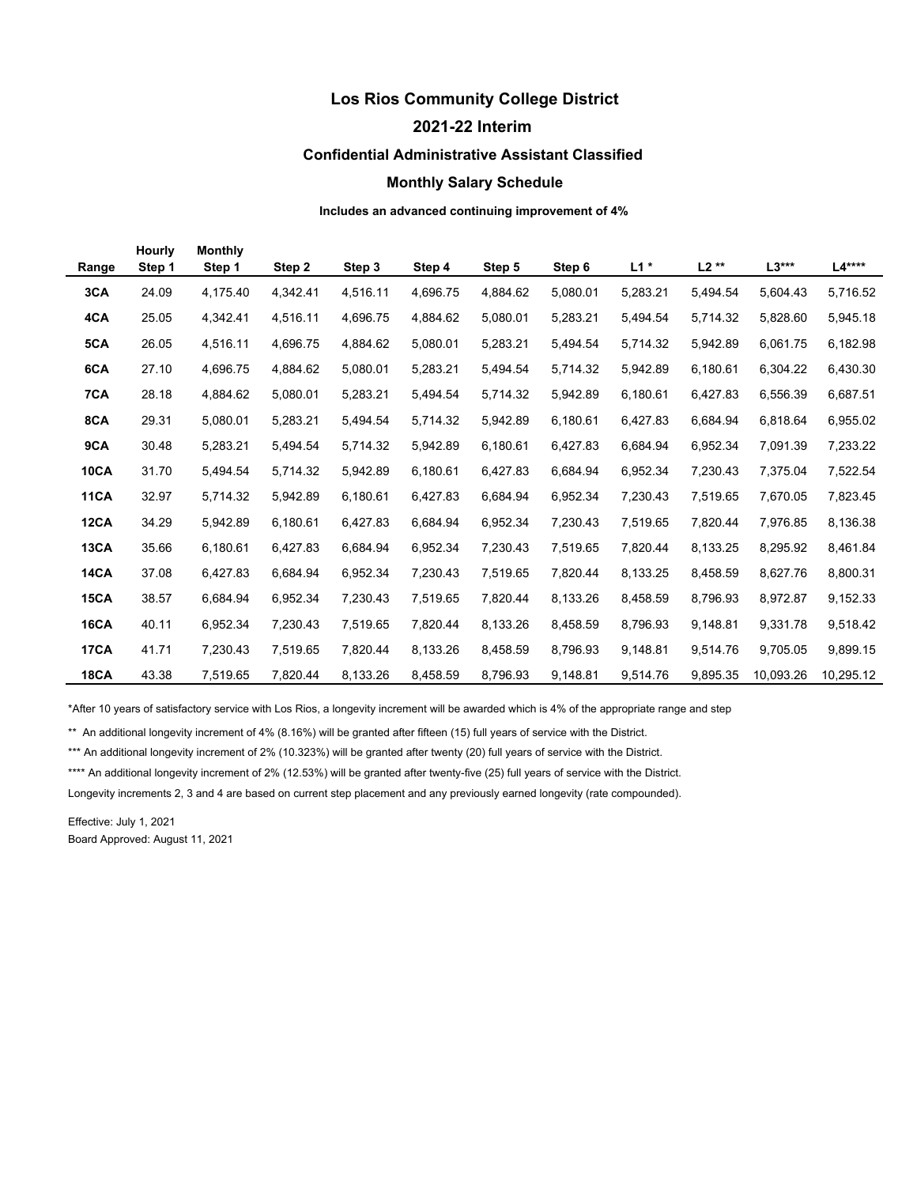## Los Rios Community College District

## 2021-22 Interim

### Confidential Administrative Assistant Classified

### Monthly Salary Schedule

**Includes an advanced continuing improvement of 4%**

| Range | Hourly Step 1 | Monthly Step 1 | Step 2 | Step 3 | Step 4 | Step 5 | Step 6 | L1 * | L2 ** | L3*** | L4**** |
|---|---|---|---|---|---|---|---|---|---|---|---|
| **3CA** | 24.09 | 4,175.40 | 4,342.41 | 4,516.11 | 4,696.75 | 4,884.62 | 5,080.01 | 5,283.21 | 5,494.54 | 5,604.43 | 5,716.52 |
| **4CA** | 25.05 | 4,342.41 | 4,516.11 | 4,696.75 | 4,884.62 | 5,080.01 | 5,283.21 | 5,494.54 | 5,714.32 | 5,828.60 | 5,945.18 |
| **5CA** | 26.05 | 4,516.11 | 4,696.75 | 4,884.62 | 5,080.01 | 5,283.21 | 5,494.54 | 5,714.32 | 5,942.89 | 6,061.75 | 6,182.98 |
| **6CA** | 27.10 | 4,696.75 | 4,884.62 | 5,080.01 | 5,283.21 | 5,494.54 | 5,714.32 | 5,942.89 | 6,180.61 | 6,304.22 | 6,430.30 |
| **7CA** | 28.18 | 4,884.62 | 5,080.01 | 5,283.21 | 5,494.54 | 5,714.32 | 5,942.89 | 6,180.61 | 6,427.83 | 6,556.39 | 6,687.51 |
| **8CA** | 29.31 | 5,080.01 | 5,283.21 | 5,494.54 | 5,714.32 | 5,942.89 | 6,180.61 | 6,427.83 | 6,684.94 | 6,818.64 | 6,955.02 |
| **9CA** | 30.48 | 5,283.21 | 5,494.54 | 5,714.32 | 5,942.89 | 6,180.61 | 6,427.83 | 6,684.94 | 6,952.34 | 7,091.39 | 7,233.22 |
| **10CA** | 31.70 | 5,494.54 | 5,714.32 | 5,942.89 | 6,180.61 | 6,427.83 | 6,684.94 | 6,952.34 | 7,230.43 | 7,375.04 | 7,522.54 |
| **11CA** | 32.97 | 5,714.32 | 5,942.89 | 6,180.61 | 6,427.83 | 6,684.94 | 6,952.34 | 7,230.43 | 7,519.65 | 7,670.05 | 7,823.45 |
| **12CA** | 34.29 | 5,942.89 | 6,180.61 | 6,427.83 | 6,684.94 | 6,952.34 | 7,230.43 | 7,519.65 | 7,820.44 | 7,976.85 | 8,136.38 |
| **13CA** | 35.66 | 6,180.61 | 6,427.83 | 6,684.94 | 6,952.34 | 7,230.43 | 7,519.65 | 7,820.44 | 8,133.25 | 8,295.92 | 8,461.84 |
| **14CA** | 37.08 | 6,427.83 | 6,684.94 | 6,952.34 | 7,230.43 | 7,519.65 | 7,820.44 | 8,133.25 | 8,458.59 | 8,627.76 | 8,800.31 |
| **15CA** | 38.57 | 6,684.94 | 6,952.34 | 7,230.43 | 7,519.65 | 7,820.44 | 8,133.26 | 8,458.59 | 8,796.93 | 8,972.87 | 9,152.33 |
| **16CA** | 40.11 | 6,952.34 | 7,230.43 | 7,519.65 | 7,820.44 | 8,133.26 | 8,458.59 | 8,796.93 | 9,148.81 | 9,331.78 | 9,518.42 |
| **17CA** | 41.71 | 7,230.43 | 7,519.65 | 7,820.44 | 8,133.26 | 8,458.59 | 8,796.93 | 9,148.81 | 9,514.76 | 9,705.05 | 9,899.15 |
| **18CA** | 43.38 | 7,519.65 | 7,820.44 | 8,133.26 | 8,458.59 | 8,796.93 | 9,148.81 | 9,514.76 | 9,895.35 | 10,093.26 | 10,295.12 |

*After 10 years of satisfactory service with Los Rios, a longevity increment will be awarded which is 4% of the appropriate range and step

** An additional longevity increment of 4% (8.16%) will be granted after fifteen (15) full years of service with the District.

*** An additional longevity increment of 2% (10.323%) will be granted after twenty (20) full years of service with the District.

**** An additional longevity increment of 2% (12.53%) will be granted after twenty-five (25) full years of service with the District.

Longevity increments 2, 3 and 4 are based on current step placement and any previously earned longevity (rate compounded).

Effective: July 1, 2021

Board Approved: August 11, 2021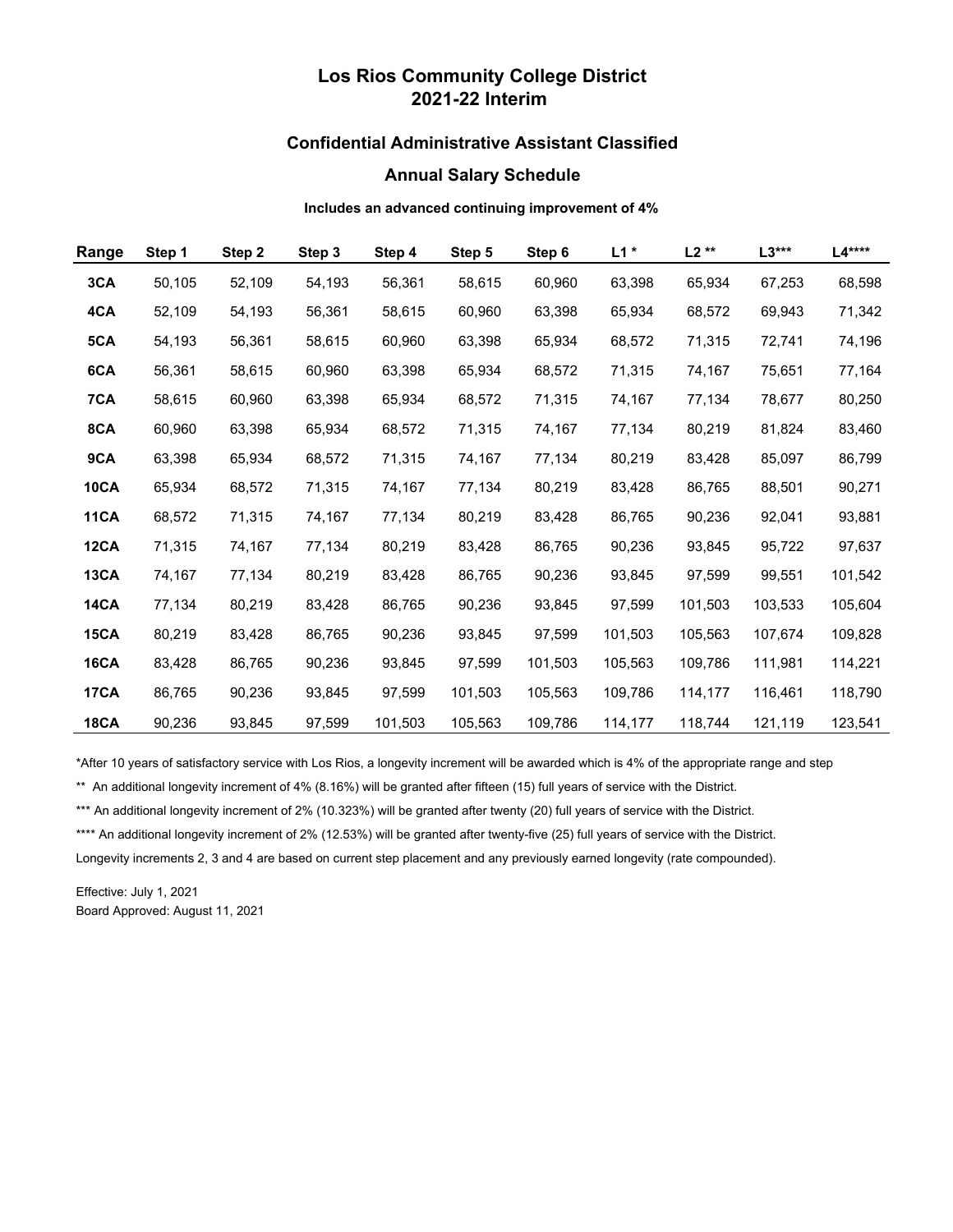# Los Rios Community College District
# 2021-22 Interim

## Confidential Administrative Assistant Classified

## Annual Salary Schedule

**Includes an advanced continuing improvement of 4%**

| Range | Step 1 | Step 2 | Step 3 | Step 4 | Step 5 | Step 6 | L1 * | L2 ** | L3*** | L4**** |
|---|---|---|---|---|---|---|---|---|---|---|
| **3CA** | 50,105 | 52,109 | 54,193 | 56,361 | 58,615 | 60,960 | 63,398 | 65,934 | 67,253 | 68,598 |
| **4CA** | 52,109 | 54,193 | 56,361 | 58,615 | 60,960 | 63,398 | 65,934 | 68,572 | 69,943 | 71,342 |
| **5CA** | 54,193 | 56,361 | 58,615 | 60,960 | 63,398 | 65,934 | 68,572 | 71,315 | 72,741 | 74,196 |
| **6CA** | 56,361 | 58,615 | 60,960 | 63,398 | 65,934 | 68,572 | 71,315 | 74,167 | 75,651 | 77,164 |
| **7CA** | 58,615 | 60,960 | 63,398 | 65,934 | 68,572 | 71,315 | 74,167 | 77,134 | 78,677 | 80,250 |
| **8CA** | 60,960 | 63,398 | 65,934 | 68,572 | 71,315 | 74,167 | 77,134 | 80,219 | 81,824 | 83,460 |
| **9CA** | 63,398 | 65,934 | 68,572 | 71,315 | 74,167 | 77,134 | 80,219 | 83,428 | 85,097 | 86,799 |
| **10CA** | 65,934 | 68,572 | 71,315 | 74,167 | 77,134 | 80,219 | 83,428 | 86,765 | 88,501 | 90,271 |
| **11CA** | 68,572 | 71,315 | 74,167 | 77,134 | 80,219 | 83,428 | 86,765 | 90,236 | 92,041 | 93,881 |
| **12CA** | 71,315 | 74,167 | 77,134 | 80,219 | 83,428 | 86,765 | 90,236 | 93,845 | 95,722 | 97,637 |
| **13CA** | 74,167 | 77,134 | 80,219 | 83,428 | 86,765 | 90,236 | 93,845 | 97,599 | 99,551 | 101,542 |
| **14CA** | 77,134 | 80,219 | 83,428 | 86,765 | 90,236 | 93,845 | 97,599 | 101,503 | 103,533 | 105,604 |
| **15CA** | 80,219 | 83,428 | 86,765 | 90,236 | 93,845 | 97,599 | 101,503 | 105,563 | 107,674 | 109,828 |
| **16CA** | 83,428 | 86,765 | 90,236 | 93,845 | 97,599 | 101,503 | 105,563 | 109,786 | 111,981 | 114,221 |
| **17CA** | 86,765 | 90,236 | 93,845 | 97,599 | 101,503 | 105,563 | 109,786 | 114,177 | 116,461 | 118,790 |
| **18CA** | 90,236 | 93,845 | 97,599 | 101,503 | 105,563 | 109,786 | 114,177 | 118,744 | 121,119 | 123,541 |

*After 10 years of satisfactory service with Los Rios, a longevity increment will be awarded which is 4% of the appropriate range and step

** An additional longevity increment of 4% (8.16%) will be granted after fifteen (15) full years of service with the District.

*** An additional longevity increment of 2% (10.323%) will be granted after twenty (20) full years of service with the District.

**** An additional longevity increment of 2% (12.53%) will be granted after twenty-five (25) full years of service with the District.

Longevity increments 2, 3 and 4 are based on current step placement and any previously earned longevity (rate compounded).

Effective: July 1, 2021
Board Approved: August 11, 2021